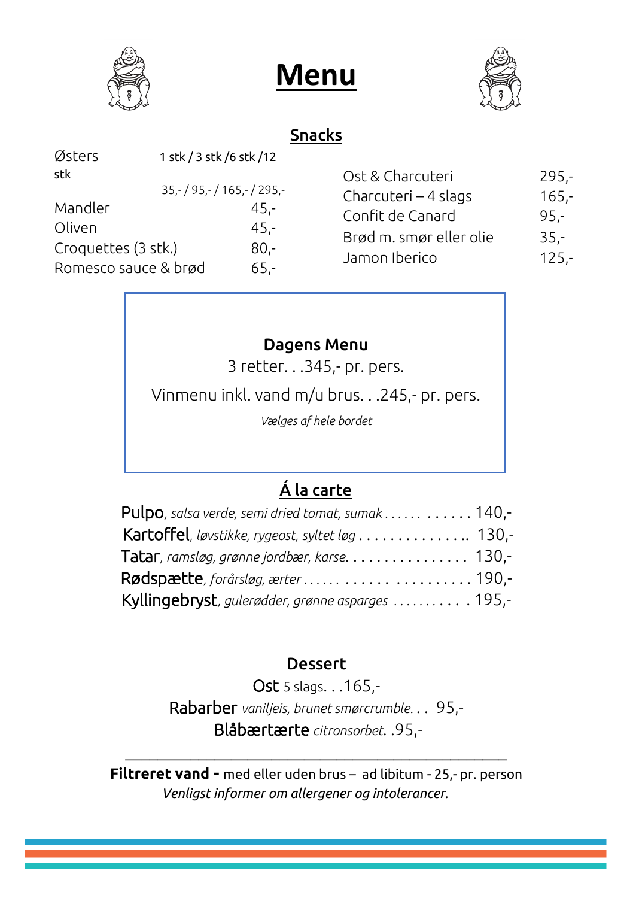# Menu

## Snacks

| | | |
|---|---|---|
| Østers | 1 stk / 3 stk /6 stk /12 stk | 35,- / 95,- / 165,- / 295,- |
| Mandler | | 45,- |
| Oliven | | 45,- |
| Croquettes (3 stk.) | | 80,- |
| Romesco sauce & brød | | 65,- |

| | |
|---|---|
| Ost & Charcuteri | 295,- |
| Charcuteri – 4 slags | 165,- |
| Confit de Canard | 95,- |
| Brød m. smør eller olie | 35,- |
| Jamon Iberico | 125,- |

## Dagens Menu

3 retter. . .345,- pr. pers.

Vinmenu inkl. vand m/u brus. . .245,- pr. pers.

*Vælges af hele bordet*

## Á la carte

Pulpo, *salsa verde, semi dried tomat, sumak* . . . . . . . . . . . 140,-

Kartoffel, *løvstikke, rygeost, syltet løg* . . . . . . . . . . . . . .. 130,-

Tatar, *ramsløg, grønne jordbær, karse*. . . . . . . . . . . . . . . . 130,-

Rødspætte, *forårsløg, ærter* . . . . . . . . . . . . . . . . . . . . . . . 190,-

Kyllingebryst, *gulerødder, grønne asparges* . . . . . . . . . . . 195,-

## Dessert

Ost 5 slags. . .165,-

Rabarber *vaniljeis, brunet smørcrumble*. . . 95,-

Blåbærtærte *citronsorbet*. .95,-

---

**Filtreret vand -** med eller uden brus – ad libitum - 25,- pr. person

*Venligst informer om allergener og intolerancer.*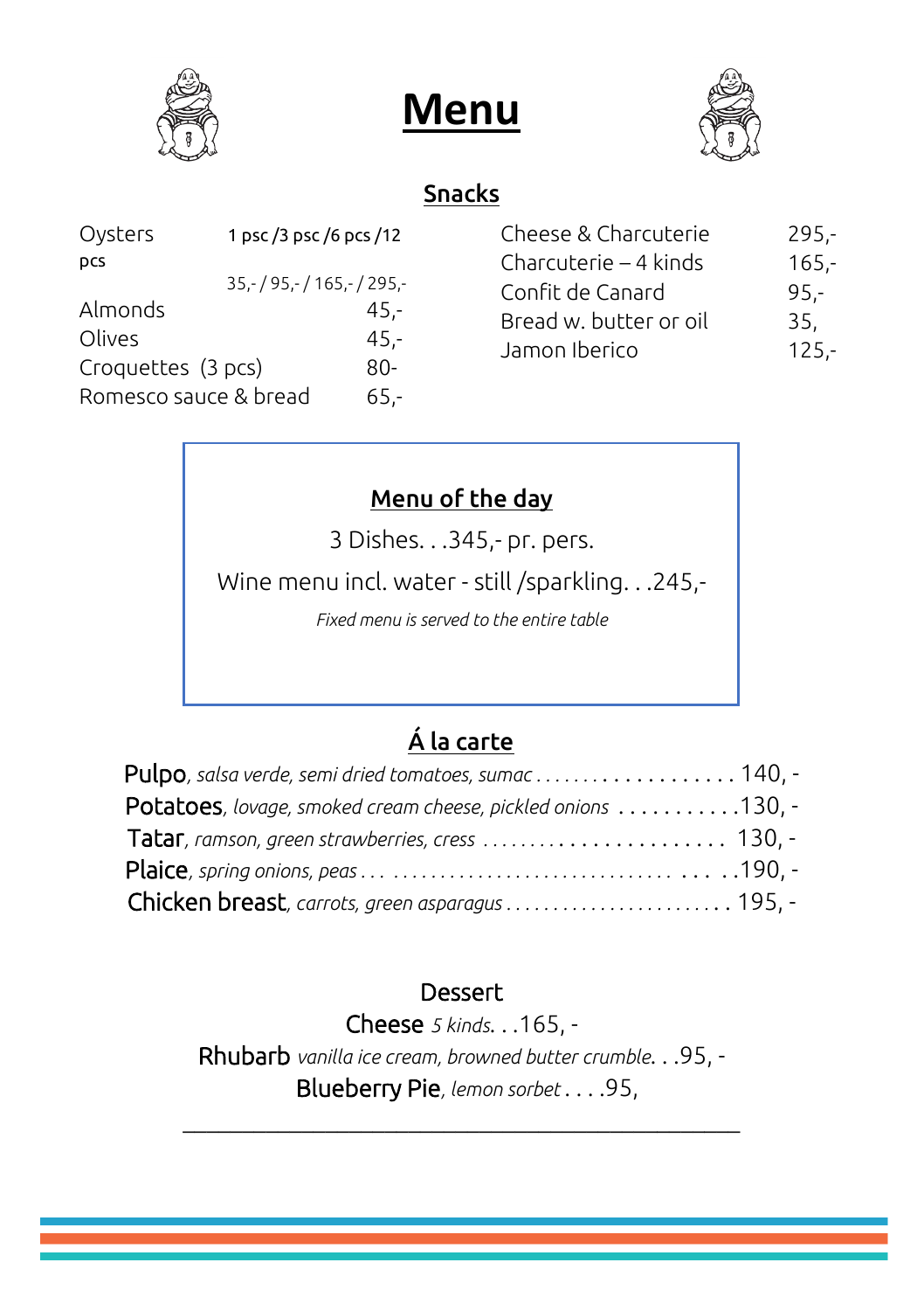# Menu

## Snacks

Oysters 1 psc /3 psc /6 pcs /12 pcs

35,- / 95,- / 165,- / 295,-

Almonds 45,-

Olives 45,-

Croquettes (3 pcs) 80-

Romesco sauce & bread 65,-

Cheese & Charcuterie 295,-

Charcuterie – 4 kinds 165,-

Confit de Canard 95,-

Bread w. butter or oil 35,

Jamon Iberico 125,-

## Menu of the day

3 Dishes. . .345,- pr. pers.

Wine menu incl. water - still /sparkling. . .245,-

*Fixed menu is served to the entire table*

## Á la carte

**Pulpo**, *salsa verde, semi dried tomatoes, sumac* . . . . . . . . . . . . . . . . . . . . 140, -

**Potatoes**, *lovage, smoked cream cheese, pickled onions* . . . . . . . . . . .130, -

**Tatar**, *ramson, green strawberries, cress* . . . . . . . . . . . . . . . . . . . . . . . 130, -

**Plaice**, *spring onions, peas* . . . . . . . . . . . . . . . . . . . . . . . . . . . . . . . . . . . .190, -

**Chicken breast**, *carrots, green asparagus* . . . . . . . . . . . . . . . . . . . . . . . . 195, -

## Dessert

**Cheese** *5 kinds*. . .165, -

**Rhubarb** *vanilla ice cream, browned butter crumble*. . .95, -

**Blueberry Pie**, *lemon sorbet* . . . .95,